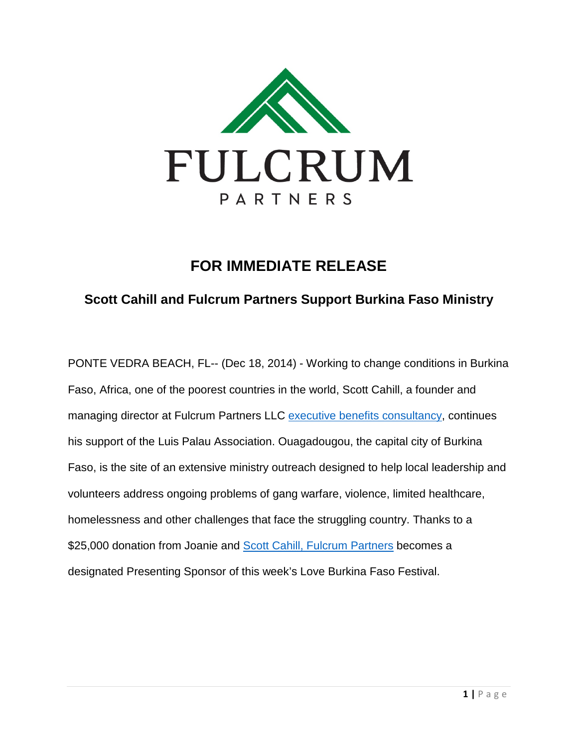FULCRUM

PARTNERS

# FOR IMMEDIATE RELEASE

## Scott Cahill and Fulcrum Partners Support Burkina Faso Ministry

PONTE VEDRA BEACH, FL-- (Dec 18, 2014) - Working to change conditions in Burkina Faso, Africa, one of the poorest countries in the world, Scott Cahill, a founder and managing director at Fulcrum Partners LLC executive benefits consultancy, continues his support of the Luis Palau Association. Ouagadougou, the capital city of Burkina Faso, is the site of an extensive ministry outreach designed to help local leadership and volunteers address ongoing problems of gang warfare, violence, limited healthcare, homelessness and other challenges that face the struggling country. Thanks to a $25,000 donation from Joanie and Scott Cahill, Fulcrum Partners becomes a designated Presenting Sponsor of this week's Love Burkina Faso Festival.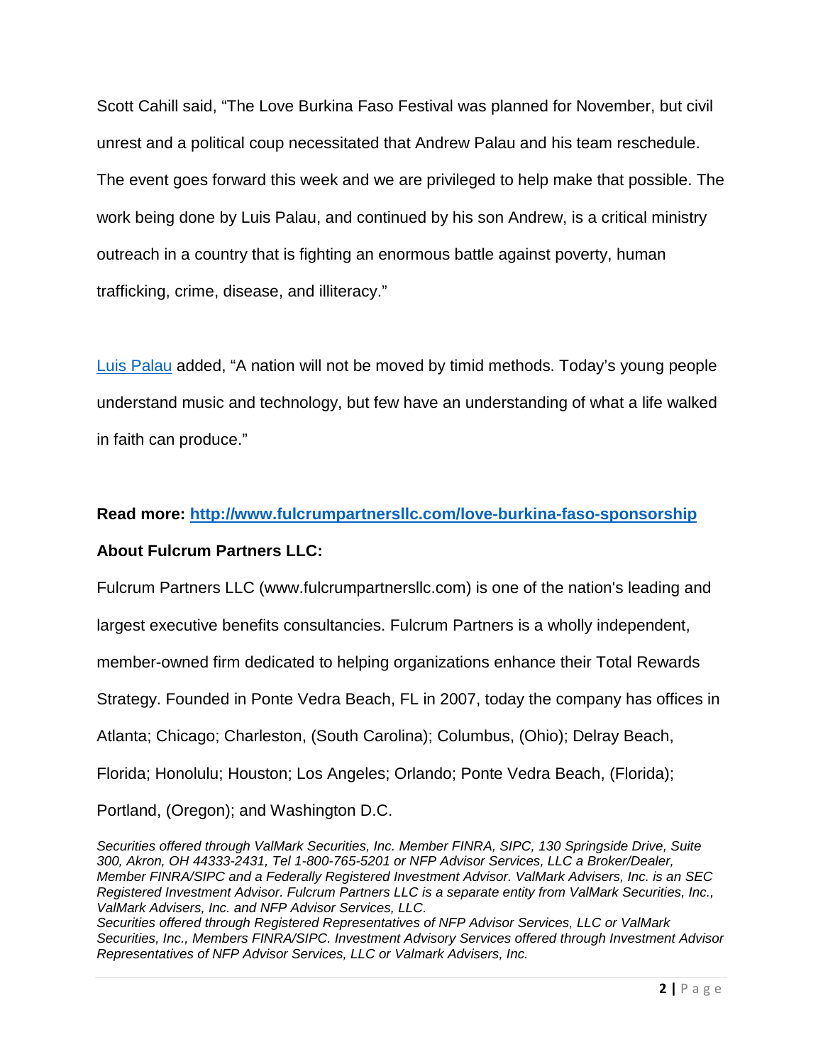Scott Cahill said, "The Love Burkina Faso Festival was planned for November, but civil unrest and a political coup necessitated that Andrew Palau and his team reschedule. The event goes forward this week and we are privileged to help make that possible. The work being done by Luis Palau, and continued by his son Andrew, is a critical ministry outreach in a country that is fighting an enormous battle against poverty, human trafficking, crime, disease, and illiteracy."

[Luis Palau](Luis Palau) added, "A nation will not be moved by timid methods. Today's young people understand music and technology, but few have an understanding of what a life walked in faith can produce."

**Read more: [http://www.fulcrumpartnersllc.com/love-burkina-faso-sponsorship](http://www.fulcrumpartnersllc.com/love-burkina-faso-sponsorship)**

**About Fulcrum Partners LLC:**

Fulcrum Partners LLC (www.fulcrumpartnersllc.com) is one of the nation's leading and largest executive benefits consultancies. Fulcrum Partners is a wholly independent, member-owned firm dedicated to helping organizations enhance their Total Rewards Strategy. Founded in Ponte Vedra Beach, FL in 2007, today the company has offices in Atlanta; Chicago; Charleston, (South Carolina); Columbus, (Ohio); Delray Beach, Florida; Honolulu; Houston; Los Angeles; Orlando; Ponte Vedra Beach, (Florida); Portland, (Oregon); and Washington D.C.

*Securities offered through ValMark Securities, Inc. Member FINRA, SIPC, 130 Springside Drive, Suite 300, Akron, OH 44333-2431, Tel 1-800-765-5201 or NFP Advisor Services, LLC a Broker/Dealer, Member FINRA/SIPC and a Federally Registered Investment Advisor. ValMark Advisers, Inc. is an SEC Registered Investment Advisor. Fulcrum Partners LLC is a separate entity from ValMark Securities, Inc., ValMark Advisers, Inc. and NFP Advisor Services, LLC.*
*Securities offered through Registered Representatives of NFP Advisor Services, LLC or ValMark Securities, Inc., Members FINRA/SIPC. Investment Advisory Services offered through Investment Advisor Representatives of NFP Advisor Services, LLC or Valmark Advisers, Inc.*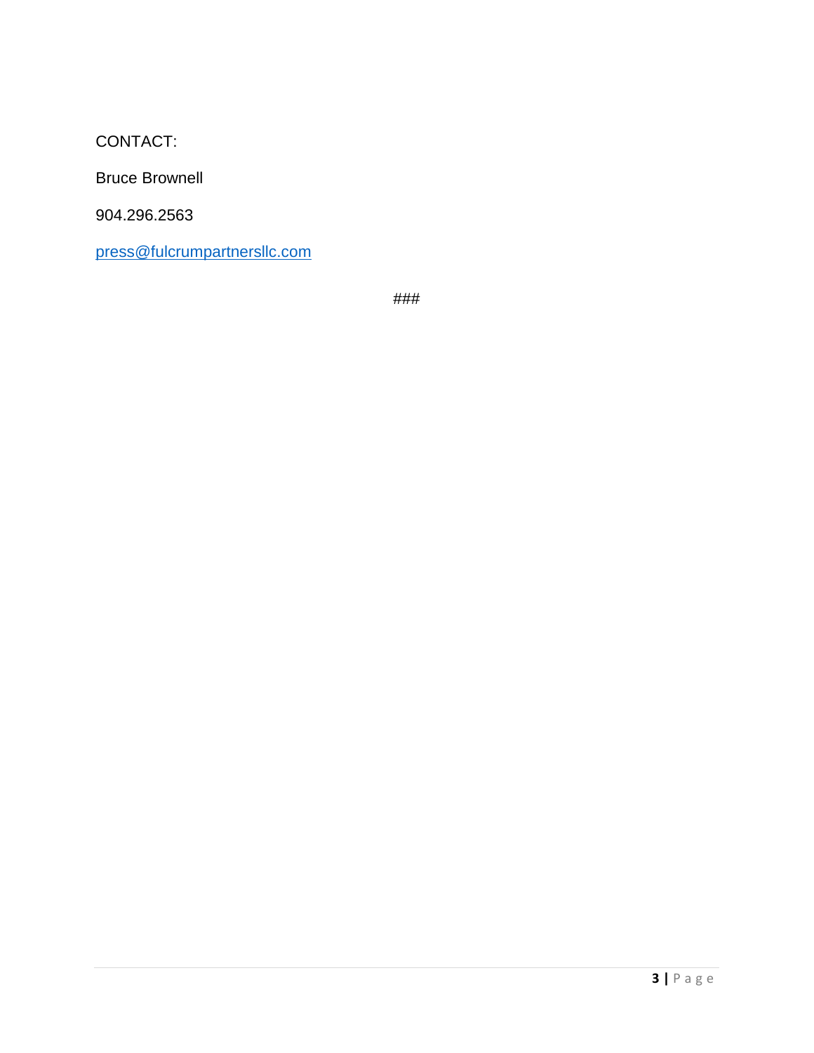CONTACT:

Bruce Brownell

904.296.2563

press@fulcrumpartnersllc.com

###